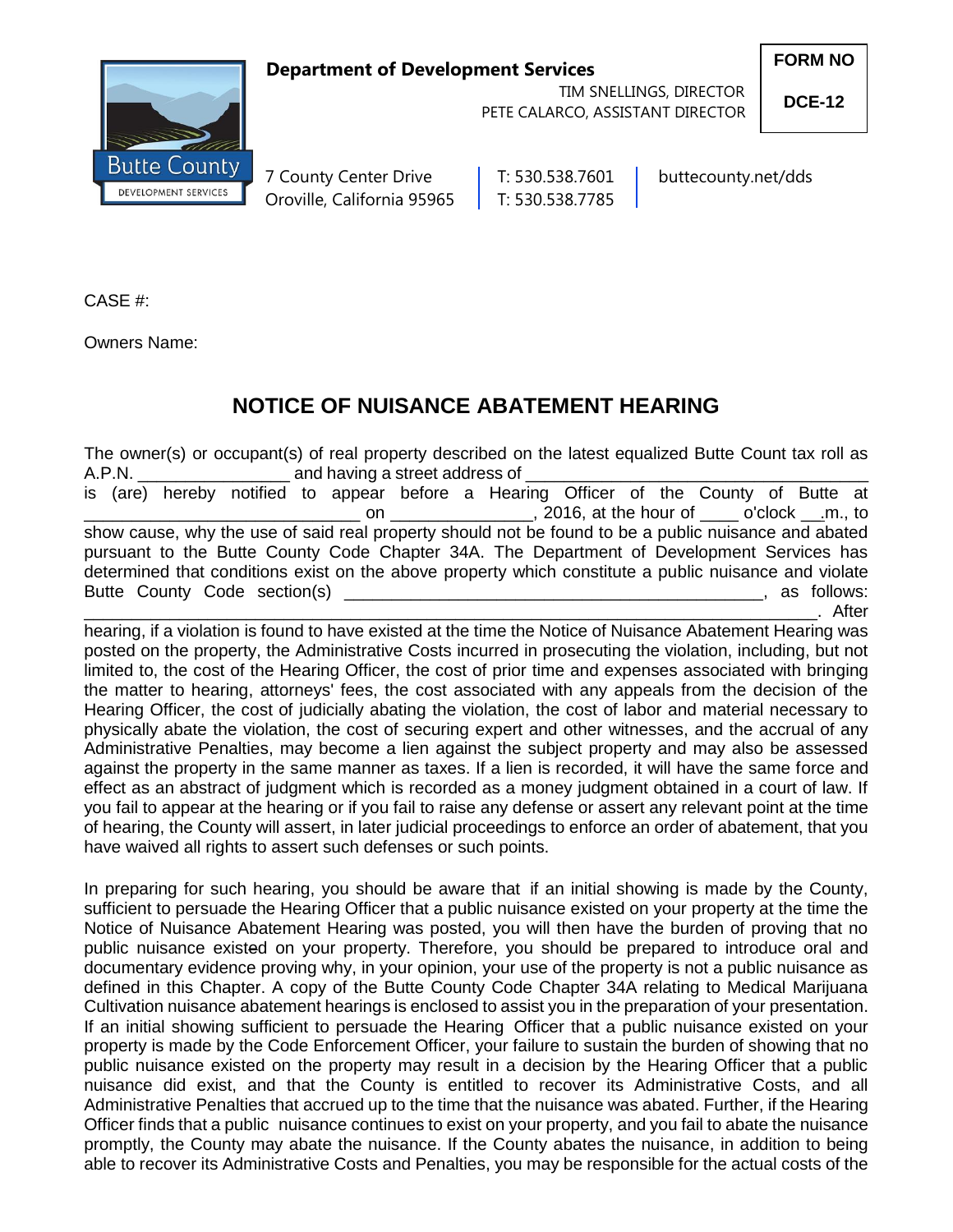**Department of Development Services**

TIM SNELLINGS, DIRECTOR
PETE CALARCO, ASSISTANT DIRECTOR

**FORM NO**
**DCE-12**

Butte County
DEVELOPMENT SERVICES

7 County Center Drive
Oroville, California 95965

T: 530.538.7601
T: 530.538.7785

buttecounty.net/dds

CASE #:

Owners Name:

# NOTICE OF NUISANCE ABATEMENT HEARING

The owner(s) or occupant(s) of real property described on the latest equalized Butte Count tax roll as A.P.N. ________________ and having a street address of ____________________________________ is (are) hereby notified to appear before a Hearing Officer of the County of Butte at ______________________________ on _______________, 2016, at the hour of ____ o'clock __.m., to show cause, why the use of said real property should not be found to be a public nuisance and abated pursuant to the Butte County Code Chapter 34A. The Department of Development Services has determined that conditions exist on the above property which constitute a public nuisance and violate Butte County Code section(s) _____________________________________________, as follows: ___________________________________________________________________________. After hearing, if a violation is found to have existed at the time the Notice of Nuisance Abatement Hearing was posted on the property, the Administrative Costs incurred in prosecuting the violation, including, but not limited to, the cost of the Hearing Officer, the cost of prior time and expenses associated with bringing the matter to hearing, attorneys' fees, the cost associated with any appeals from the decision of the Hearing Officer, the cost of judicially abating the violation, the cost of labor and material necessary to physically abate the violation, the cost of securing expert and other witnesses, and the accrual of any Administrative Penalties, may become a lien against the subject property and may also be assessed against the property in the same manner as taxes. If a lien is recorded, it will have the same force and effect as an abstract of judgment which is recorded as a money judgment obtained in a court of law. If you fail to appear at the hearing or if you fail to raise any defense or assert any relevant point at the time of hearing, the County will assert, in later judicial proceedings to enforce an order of abatement, that you have waived all rights to assert such defenses or such points.

In preparing for such hearing, you should be aware that if an initial showing is made by the County, sufficient to persuade the Hearing Officer that a public nuisance existed on your property at the time the Notice of Nuisance Abatement Hearing was posted, you will then have the burden of proving that no public nuisance existed on your property. Therefore, you should be prepared to introduce oral and documentary evidence proving why, in your opinion, your use of the property is not a public nuisance as defined in this Chapter. A copy of the Butte County Code Chapter 34A relating to Medical Marijuana Cultivation nuisance abatement hearings is enclosed to assist you in the preparation of your presentation. If an initial showing sufficient to persuade the Hearing Officer that a public nuisance existed on your property is made by the Code Enforcement Officer, your failure to sustain the burden of showing that no public nuisance existed on the property may result in a decision by the Hearing Officer that a public nuisance did exist, and that the County is entitled to recover its Administrative Costs, and all Administrative Penalties that accrued up to the time that the nuisance was abated. Further, if the Hearing Officer finds that a public nuisance continues to exist on your property, and you fail to abate the nuisance promptly, the County may abate the nuisance. If the County abates the nuisance, in addition to being able to recover its Administrative Costs and Penalties, you may be responsible for the actual costs of the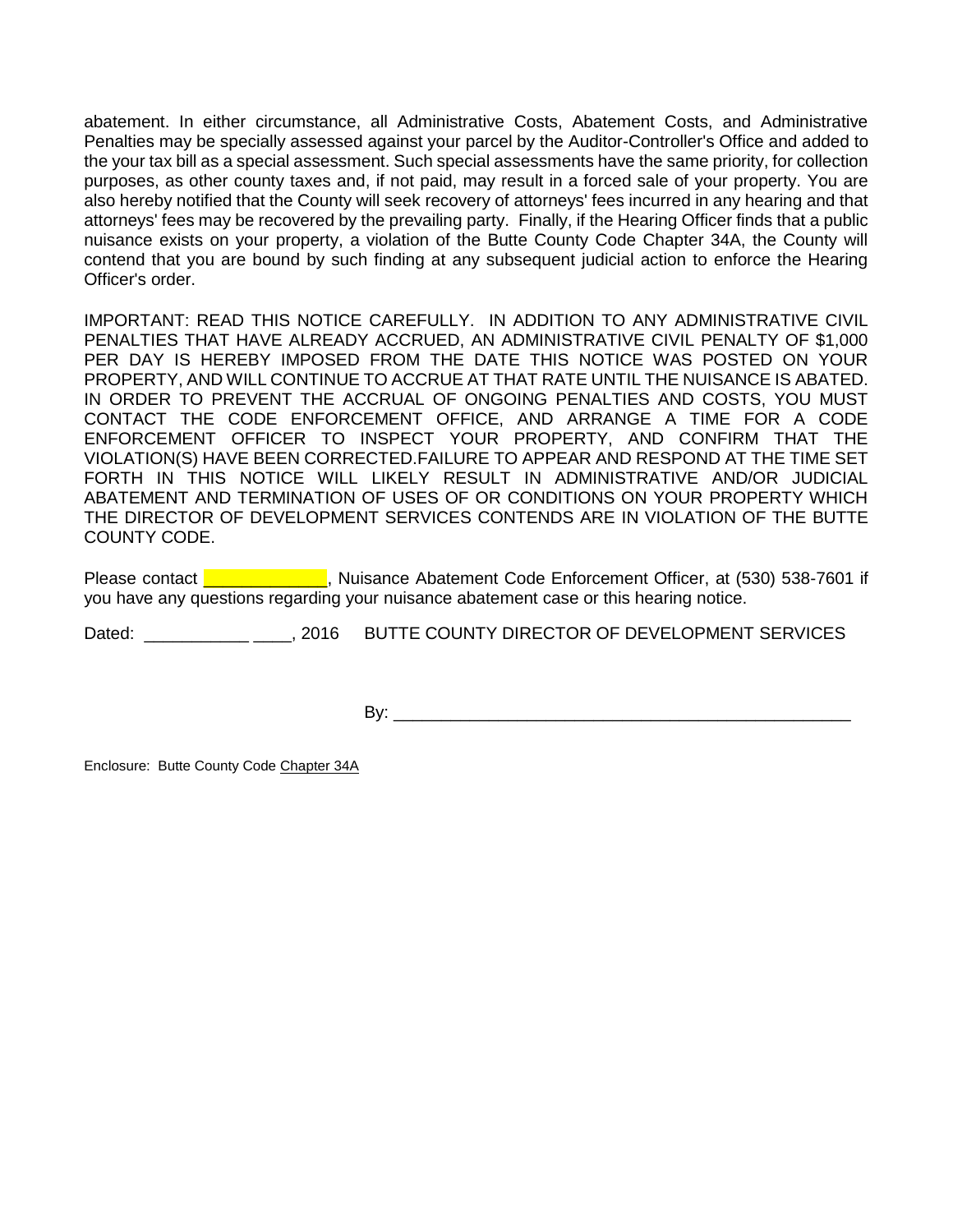abatement. In either circumstance, all Administrative Costs, Abatement Costs, and Administrative Penalties may be specially assessed against your parcel by the Auditor-Controller's Office and added to the your tax bill as a special assessment. Such special assessments have the same priority, for collection purposes, as other county taxes and, if not paid, may result in a forced sale of your property. You are also hereby notified that the County will seek recovery of attorneys' fees incurred in any hearing and that attorneys' fees may be recovered by the prevailing party. Finally, if the Hearing Officer finds that a public nuisance exists on your property, a violation of the Butte County Code Chapter 34A, the County will contend that you are bound by such finding at any subsequent judicial action to enforce the Hearing Officer's order.

IMPORTANT: READ THIS NOTICE CAREFULLY. IN ADDITION TO ANY ADMINISTRATIVE CIVIL PENALTIES THAT HAVE ALREADY ACCRUED, AN ADMINISTRATIVE CIVIL PENALTY OF $1,000 PER DAY IS HEREBY IMPOSED FROM THE DATE THIS NOTICE WAS POSTED ON YOUR PROPERTY, AND WILL CONTINUE TO ACCRUE AT THAT RATE UNTIL THE NUISANCE IS ABATED. IN ORDER TO PREVENT THE ACCRUAL OF ONGOING PENALTIES AND COSTS, YOU MUST CONTACT THE CODE ENFORCEMENT OFFICE, AND ARRANGE A TIME FOR A CODE ENFORCEMENT OFFICER TO INSPECT YOUR PROPERTY, AND CONFIRM THAT THE VIOLATION(S) HAVE BEEN CORRECTED.FAILURE TO APPEAR AND RESPOND AT THE TIME SET FORTH IN THIS NOTICE WILL LIKELY RESULT IN ADMINISTRATIVE AND/OR JUDICIAL ABATEMENT AND TERMINATION OF USES OF OR CONDITIONS ON YOUR PROPERTY WHICH THE DIRECTOR OF DEVELOPMENT SERVICES CONTENDS ARE IN VIOLATION OF THE BUTTE COUNTY CODE.

Please contact _____________, Nuisance Abatement Code Enforcement Officer, at (530) 538-7601 if you have any questions regarding your nuisance abatement case or this hearing notice.

Dated: ___________ ____, 2016 BUTTE COUNTY DIRECTOR OF DEVELOPMENT SERVICES

By: _________________________________________________

Enclosure: Butte County Code Chapter 34A